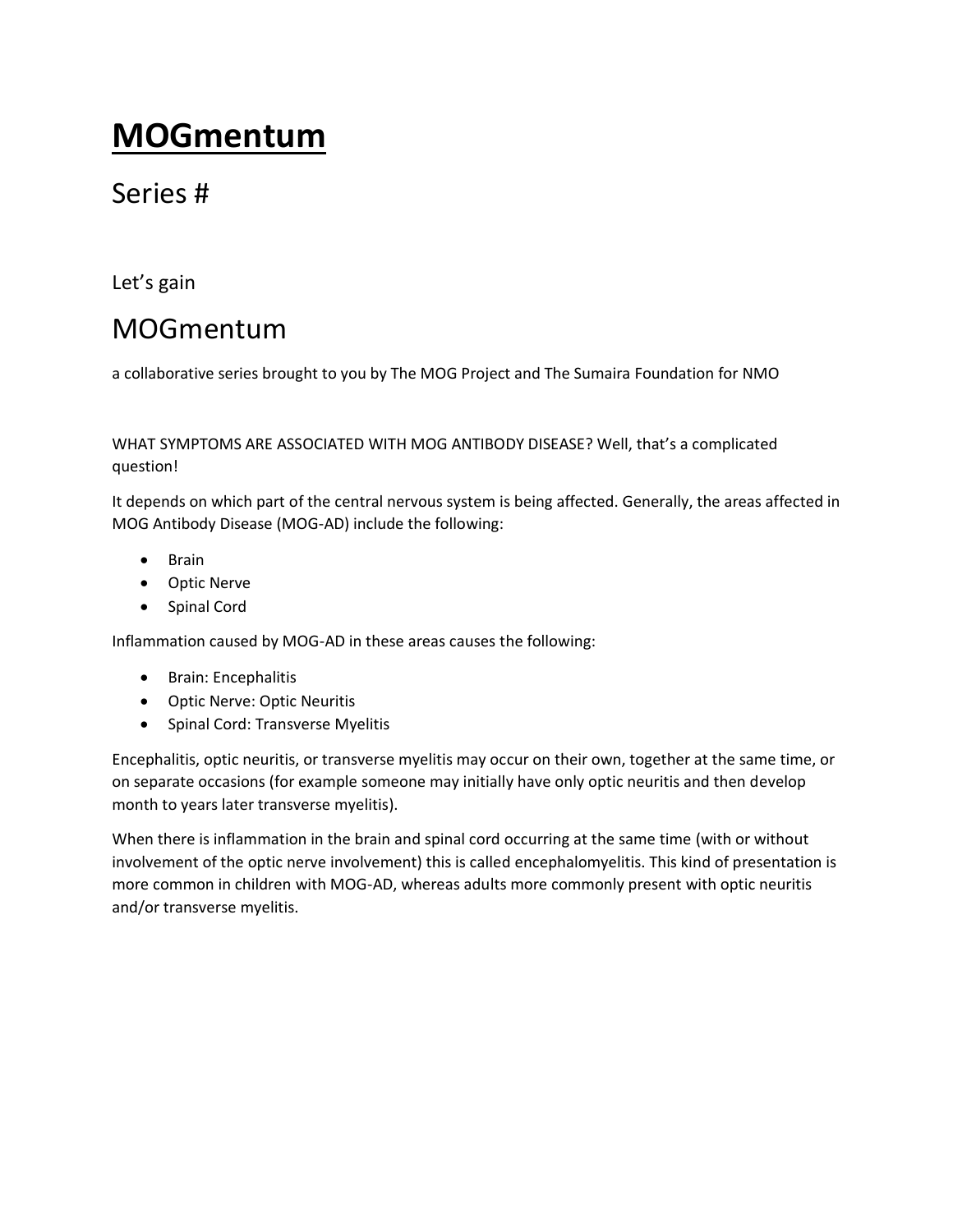# **MOGmentum**

## Series #

Let's gain

## MOGmentum

a collaborative series brought to you by The MOG Project and The Sumaira Foundation for NMO

WHAT SYMPTOMS ARE ASSOCIATED WITH MOG ANTIBODY DISEASE? Well, that's a complicated question!

It depends on which part of the central nervous system is being affected. Generally, the areas affected in MOG Antibody Disease (MOG-AD) include the following:

- Brain
- Optic Nerve
- Spinal Cord

Inflammation caused by MOG-AD in these areas causes the following:

- Brain: Encephalitis
- Optic Nerve: Optic Neuritis
- Spinal Cord: Transverse Myelitis

Encephalitis, optic neuritis, or transverse myelitis may occur on their own, together at the same time, or on separate occasions (for example someone may initially have only optic neuritis and then develop month to years later transverse myelitis).

When there is inflammation in the brain and spinal cord occurring at the same time (with or without involvement of the optic nerve involvement) this is called encephalomyelitis. This kind of presentation is more common in children with MOG-AD, whereas adults more commonly present with optic neuritis and/or transverse myelitis.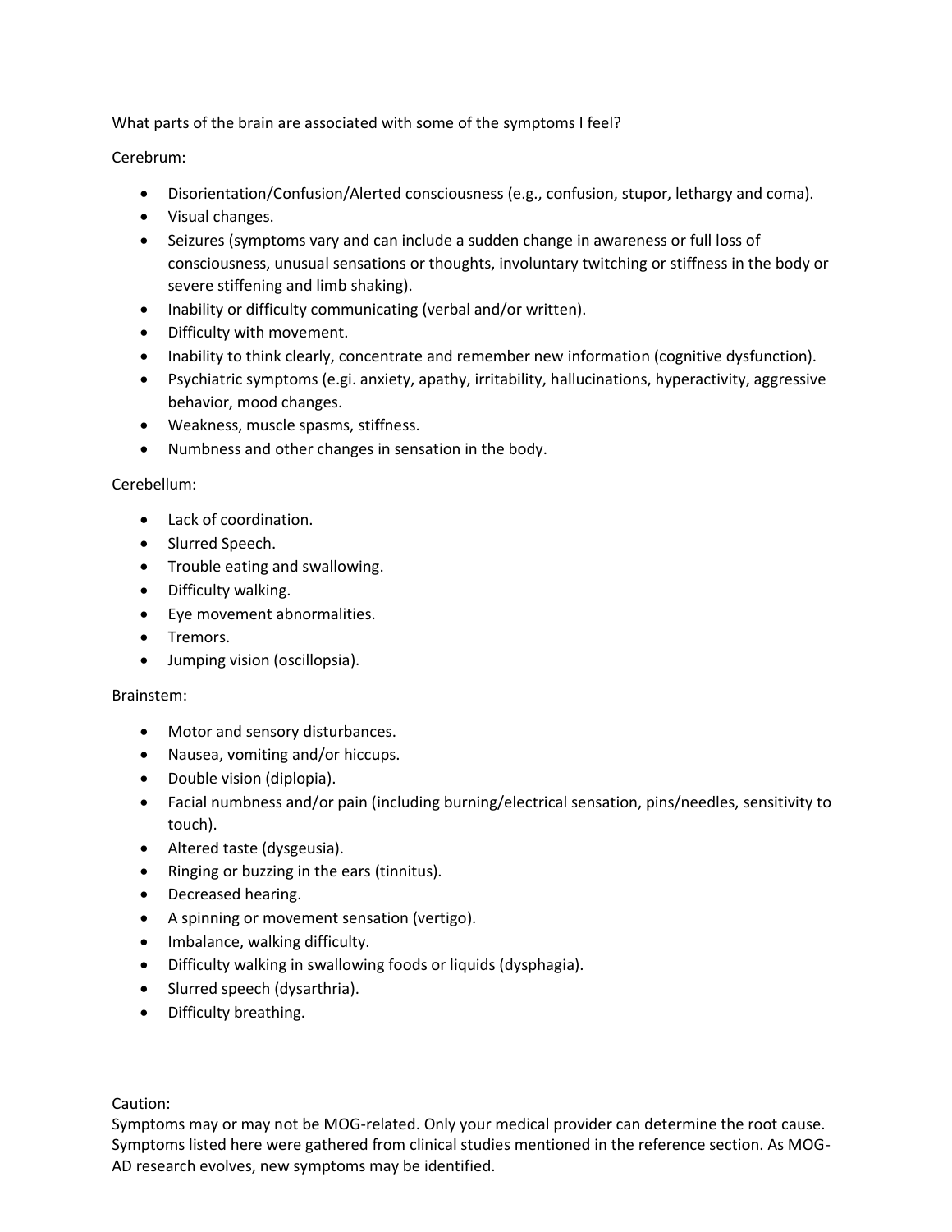What parts of the brain are associated with some of the symptoms I feel?

Cerebrum:

- Disorientation/Confusion/Alerted consciousness (e.g., confusion, stupor, lethargy and coma).
- Visual changes.
- Seizures (symptoms vary and can include a sudden change in awareness or full loss of consciousness, unusual sensations or thoughts, involuntary twitching or stiffness in the body or severe stiffening and limb shaking).
- Inability or difficulty communicating (verbal and/or written).
- Difficulty with movement.
- Inability to think clearly, concentrate and remember new information (cognitive dysfunction).
- Psychiatric symptoms (e.gi. anxiety, apathy, irritability, hallucinations, hyperactivity, aggressive behavior, mood changes.
- Weakness, muscle spasms, stiffness.
- Numbness and other changes in sensation in the body.

Cerebellum:

- Lack of coordination.
- Slurred Speech.
- Trouble eating and swallowing.
- Difficulty walking.
- Eye movement abnormalities.
- Tremors.
- Jumping vision (oscillopsia).

Brainstem:

- Motor and sensory disturbances.
- Nausea, vomiting and/or hiccups.
- Double vision (diplopia).
- Facial numbness and/or pain (including burning/electrical sensation, pins/needles, sensitivity to touch).
- Altered taste (dysgeusia).
- Ringing or buzzing in the ears (tinnitus).
- Decreased hearing.
- A spinning or movement sensation (vertigo).
- Imbalance, walking difficulty.
- Difficulty walking in swallowing foods or liquids (dysphagia).
- Slurred speech (dysarthria).
- Difficulty breathing.

Caution:
Symptoms may or may not be MOG-related. Only your medical provider can determine the root cause. Symptoms listed here were gathered from clinical studies mentioned in the reference section. As MOG-AD research evolves, new symptoms may be identified.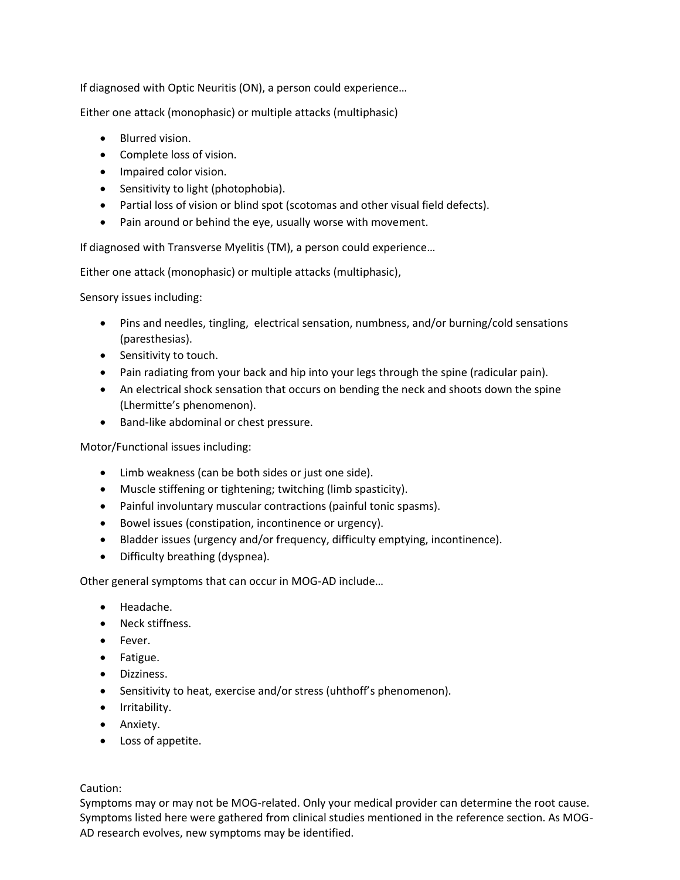If diagnosed with Optic Neuritis (ON), a person could experience…

Either one attack (monophasic) or multiple attacks (multiphasic)

- Blurred vision.
- Complete loss of vision.
- Impaired color vision.
- Sensitivity to light (photophobia).
- Partial loss of vision or blind spot (scotomas and other visual field defects).
- Pain around or behind the eye, usually worse with movement.

If diagnosed with Transverse Myelitis (TM), a person could experience…

Either one attack (monophasic) or multiple attacks (multiphasic),

Sensory issues including:

- Pins and needles, tingling, electrical sensation, numbness, and/or burning/cold sensations (paresthesias).
- Sensitivity to touch.
- Pain radiating from your back and hip into your legs through the spine (radicular pain).
- An electrical shock sensation that occurs on bending the neck and shoots down the spine (Lhermitte's phenomenon).
- Band-like abdominal or chest pressure.

Motor/Functional issues including:

- Limb weakness (can be both sides or just one side).
- Muscle stiffening or tightening; twitching (limb spasticity).
- Painful involuntary muscular contractions (painful tonic spasms).
- Bowel issues (constipation, incontinence or urgency).
- Bladder issues (urgency and/or frequency, difficulty emptying, incontinence).
- Difficulty breathing (dyspnea).

Other general symptoms that can occur in MOG-AD include…

- Headache.
- Neck stiffness.
- Fever.
- Fatigue.
- Dizziness.
- Sensitivity to heat, exercise and/or stress (uhthoff's phenomenon).
- Irritability.
- Anxiety.
- Loss of appetite.

Caution:
Symptoms may or may not be MOG-related. Only your medical provider can determine the root cause. Symptoms listed here were gathered from clinical studies mentioned in the reference section. As MOG-AD research evolves, new symptoms may be identified.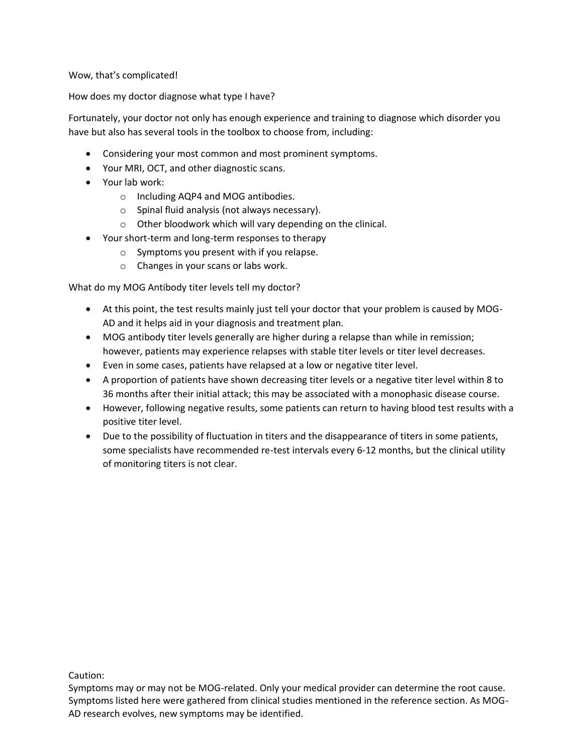Wow, that's complicated!

How does my doctor diagnose what type I have?

Fortunately, your doctor not only has enough experience and training to diagnose which disorder you have but also has several tools in the toolbox to choose from, including:

- Considering your most common and most prominent symptoms.
- Your MRI, OCT, and other diagnostic scans.
- Your lab work:
  - Including AQP4 and MOG antibodies.
  - Spinal fluid analysis (not always necessary).
  - Other bloodwork which will vary depending on the clinical.
- Your short-term and long-term responses to therapy
  - Symptoms you present with if you relapse.
  - Changes in your scans or labs work.

What do my MOG Antibody titer levels tell my doctor?

- At this point, the test results mainly just tell your doctor that your problem is caused by MOG-AD and it helps aid in your diagnosis and treatment plan.
- MOG antibody titer levels generally are higher during a relapse than while in remission; however, patients may experience relapses with stable titer levels or titer level decreases.
- Even in some cases, patients have relapsed at a low or negative titer level.
- A proportion of patients have shown decreasing titer levels or a negative titer level within 8 to 36 months after their initial attack; this may be associated with a monophasic disease course.
- However, following negative results, some patients can return to having blood test results with a positive titer level.
- Due to the possibility of fluctuation in titers and the disappearance of titers in some patients, some specialists have recommended re-test intervals every 6-12 months, but the clinical utility of monitoring titers is not clear.

Caution:
Symptoms may or may not be MOG-related. Only your medical provider can determine the root cause. Symptoms listed here were gathered from clinical studies mentioned in the reference section. As MOG-AD research evolves, new symptoms may be identified.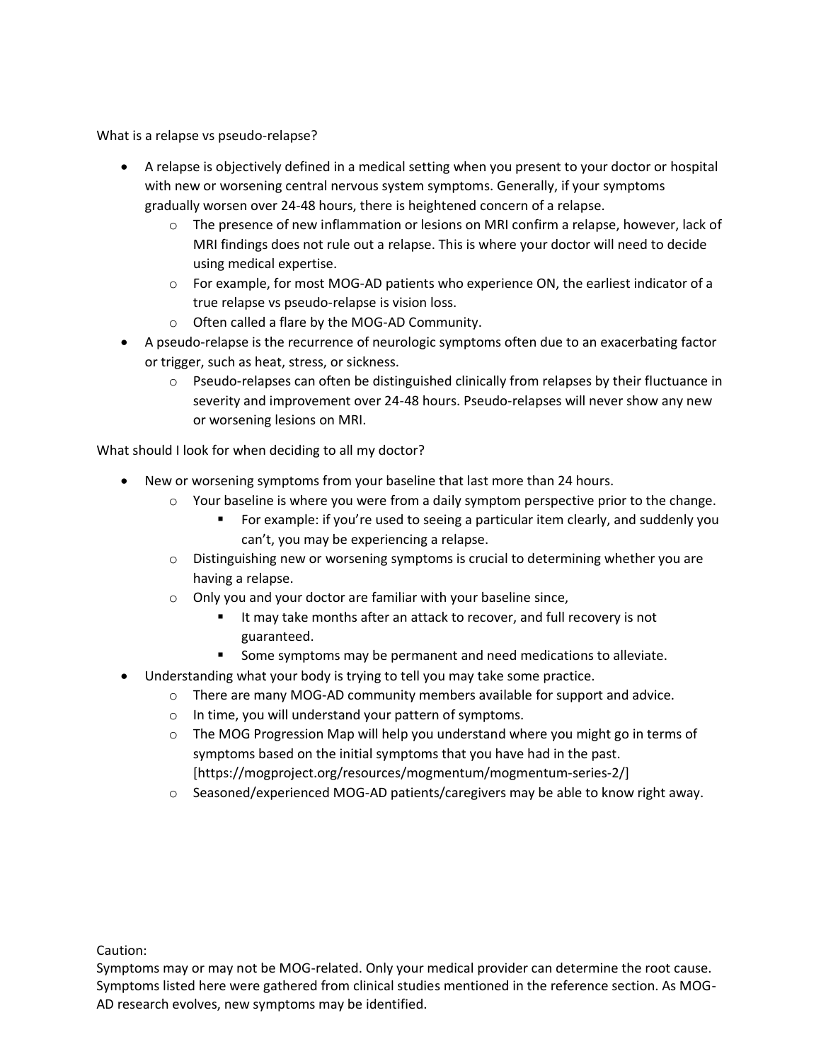What is a relapse vs pseudo-relapse?

- A relapse is objectively defined in a medical setting when you present to your doctor or hospital with new or worsening central nervous system symptoms. Generally, if your symptoms gradually worsen over 24-48 hours, there is heightened concern of a relapse.
  - The presence of new inflammation or lesions on MRI confirm a relapse, however, lack of MRI findings does not rule out a relapse. This is where your doctor will need to decide using medical expertise.
  - For example, for most MOG-AD patients who experience ON, the earliest indicator of a true relapse vs pseudo-relapse is vision loss.
  - Often called a flare by the MOG-AD Community.
- A pseudo-relapse is the recurrence of neurologic symptoms often due to an exacerbating factor or trigger, such as heat, stress, or sickness.
  - Pseudo-relapses can often be distinguished clinically from relapses by their fluctuance in severity and improvement over 24-48 hours. Pseudo-relapses will never show any new or worsening lesions on MRI.

What should I look for when deciding to all my doctor?

- New or worsening symptoms from your baseline that last more than 24 hours.
  - Your baseline is where you were from a daily symptom perspective prior to the change.
    - For example: if you're used to seeing a particular item clearly, and suddenly you can't, you may be experiencing a relapse.
  - Distinguishing new or worsening symptoms is crucial to determining whether you are having a relapse.
  - Only you and your doctor are familiar with your baseline since,
    - It may take months after an attack to recover, and full recovery is not guaranteed.
    - Some symptoms may be permanent and need medications to alleviate.
- Understanding what your body is trying to tell you may take some practice.
  - There are many MOG-AD community members available for support and advice.
  - In time, you will understand your pattern of symptoms.
  - The MOG Progression Map will help you understand where you might go in terms of symptoms based on the initial symptoms that you have had in the past. [https://mogproject.org/resources/mogmentum/mogmentum-series-2/]
  - Seasoned/experienced MOG-AD patients/caregivers may be able to know right away.

Caution:
Symptoms may or may not be MOG-related. Only your medical provider can determine the root cause. Symptoms listed here were gathered from clinical studies mentioned in the reference section. As MOG-AD research evolves, new symptoms may be identified.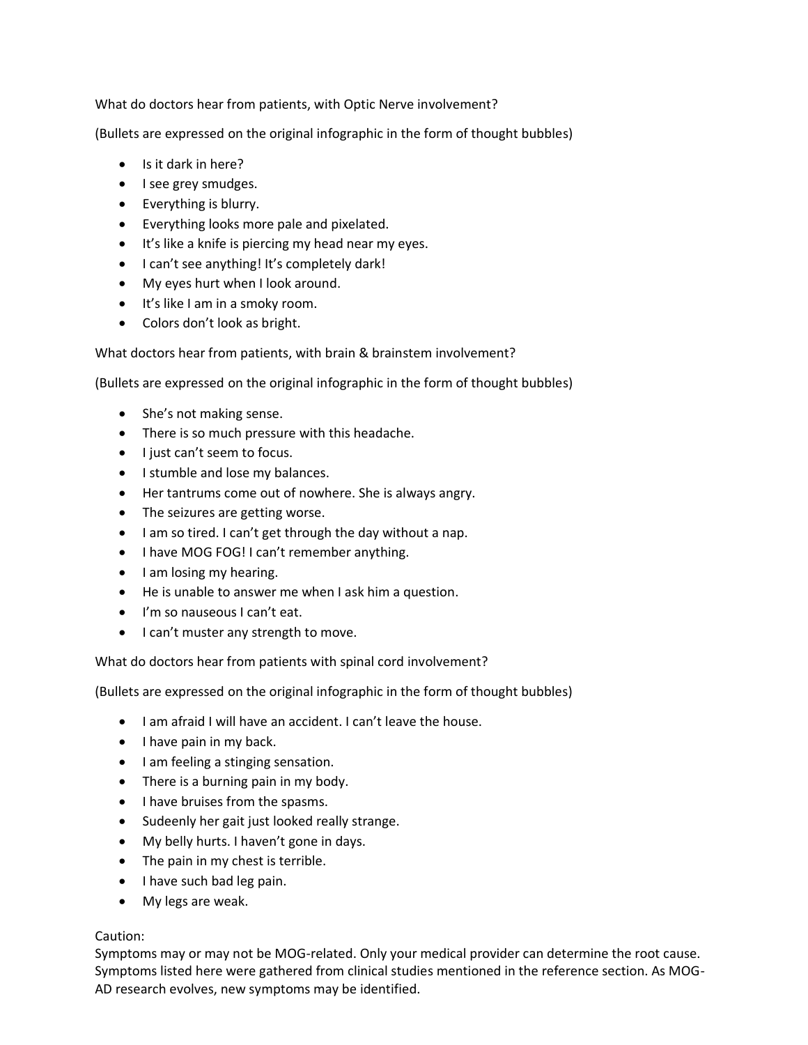What do doctors hear from patients, with Optic Nerve involvement?

(Bullets are expressed on the original infographic in the form of thought bubbles)

- Is it dark in here?
- I see grey smudges.
- Everything is blurry.
- Everything looks more pale and pixelated.
- It's like a knife is piercing my head near my eyes.
- I can't see anything! It's completely dark!
- My eyes hurt when I look around.
- It's like I am in a smoky room.
- Colors don't look as bright.

What doctors hear from patients, with brain & brainstem involvement?

(Bullets are expressed on the original infographic in the form of thought bubbles)

- She's not making sense.
- There is so much pressure with this headache.
- I just can't seem to focus.
- I stumble and lose my balances.
- Her tantrums come out of nowhere. She is always angry.
- The seizures are getting worse.
- I am so tired. I can't get through the day without a nap.
- I have MOG FOG! I can't remember anything.
- I am losing my hearing.
- He is unable to answer me when I ask him a question.
- I'm so nauseous I can't eat.
- I can't muster any strength to move.

What do doctors hear from patients with spinal cord involvement?

(Bullets are expressed on the original infographic in the form of thought bubbles)

- I am afraid I will have an accident. I can't leave the house.
- I have pain in my back.
- I am feeling a stinging sensation.
- There is a burning pain in my body.
- I have bruises from the spasms.
- Sudeenly her gait just looked really strange.
- My belly hurts. I haven't gone in days.
- The pain in my chest is terrible.
- I have such bad leg pain.
- My legs are weak.

Caution:
Symptoms may or may not be MOG-related. Only your medical provider can determine the root cause. Symptoms listed here were gathered from clinical studies mentioned in the reference section. As MOG-AD research evolves, new symptoms may be identified.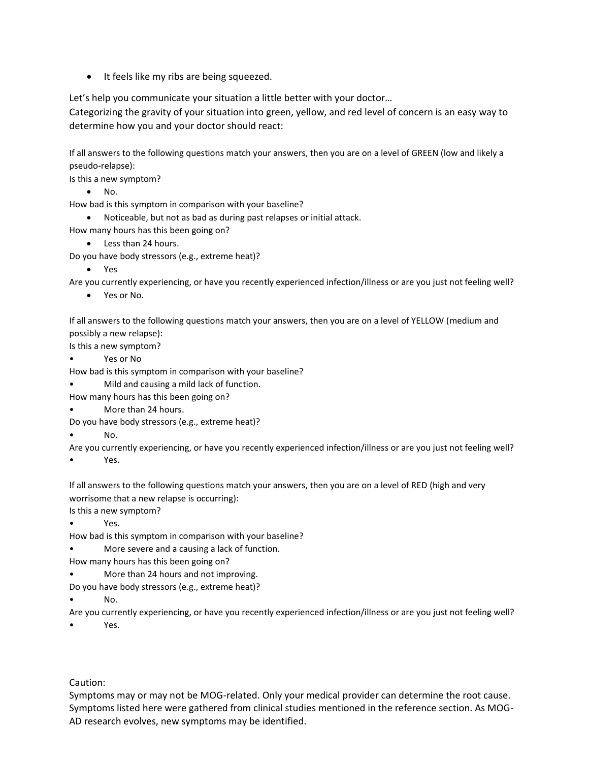- It feels like my ribs are being squeezed.

Let's help you communicate your situation a little better with your doctor…
Categorizing the gravity of your situation into green, yellow, and red level of concern is an easy way to determine how you and your doctor should react:

If all answers to the following questions match your answers, then you are on a level of GREEN (low and likely a pseudo-relapse):

Is this a new symptom?

- No.

How bad is this symptom in comparison with your baseline?

- Noticeable, but not as bad as during past relapses or initial attack.

How many hours has this been going on?

- Less than 24 hours.

Do you have body stressors (e.g., extreme heat)?

- Yes

Are you currently experiencing, or have you recently experienced infection/illness or are you just not feeling well?

- Yes or No.

If all answers to the following questions match your answers, then you are on a level of YELLOW (medium and possibly a new relapse):

Is this a new symptom?

- Yes or No

How bad is this symptom in comparison with your baseline?

- Mild and causing a mild lack of function.

How many hours has this been going on?

- More than 24 hours.

Do you have body stressors (e.g., extreme heat)?

- No.

Are you currently experiencing, or have you recently experienced infection/illness or are you just not feeling well?

- Yes.

If all answers to the following questions match your answers, then you are on a level of RED (high and very worrisome that a new relapse is occurring):

Is this a new symptom?

- Yes.

How bad is this symptom in comparison with your baseline?

- More severe and a causing a lack of function.

How many hours has this been going on?

- More than 24 hours and not improving.

Do you have body stressors (e.g., extreme heat)?

- No.

Are you currently experiencing, or have you recently experienced infection/illness or are you just not feeling well?

- Yes.

Caution:
Symptoms may or may not be MOG-related. Only your medical provider can determine the root cause. Symptoms listed here were gathered from clinical studies mentioned in the reference section. As MOG-AD research evolves, new symptoms may be identified.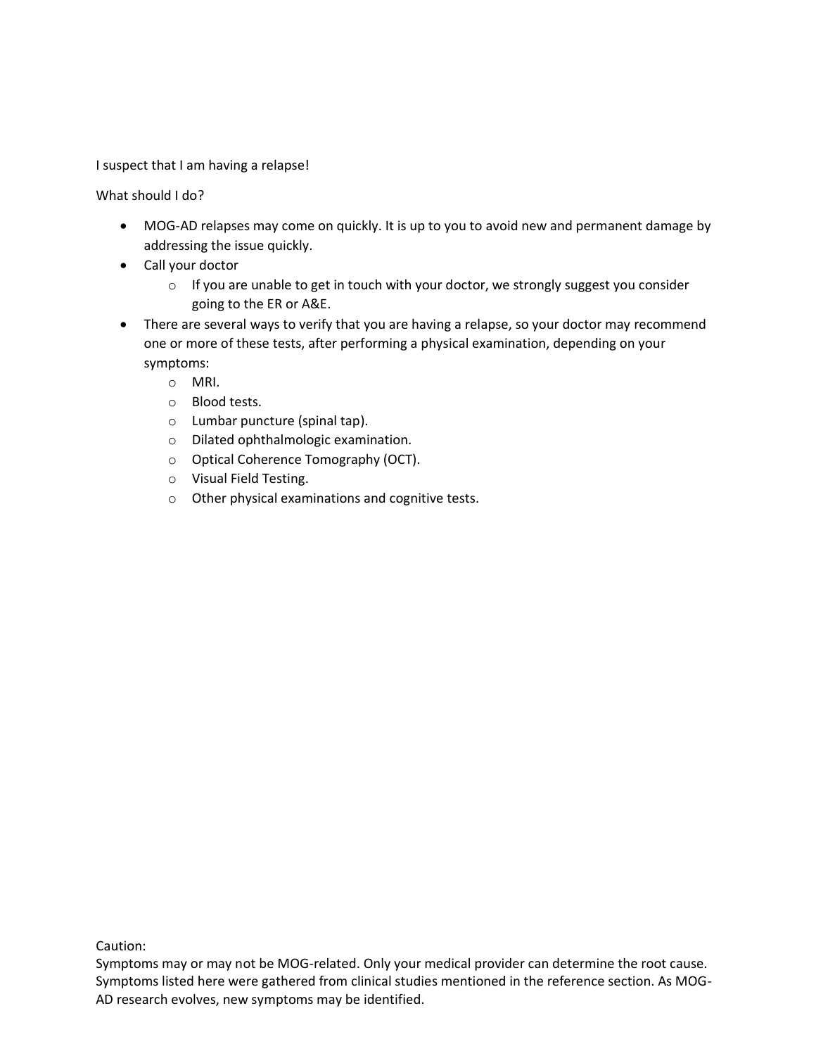I suspect that I am having a relapse!

What should I do?

- MOG-AD relapses may come on quickly. It is up to you to avoid new and permanent damage by addressing the issue quickly.
- Call your doctor
  - If you are unable to get in touch with your doctor, we strongly suggest you consider going to the ER or A&E.
- There are several ways to verify that you are having a relapse, so your doctor may recommend one or more of these tests, after performing a physical examination, depending on your symptoms:
  - MRI.
  - Blood tests.
  - Lumbar puncture (spinal tap).
  - Dilated ophthalmologic examination.
  - Optical Coherence Tomography (OCT).
  - Visual Field Testing.
  - Other physical examinations and cognitive tests.

Caution:
Symptoms may or may not be MOG-related. Only your medical provider can determine the root cause. Symptoms listed here were gathered from clinical studies mentioned in the reference section. As MOG-AD research evolves, new symptoms may be identified.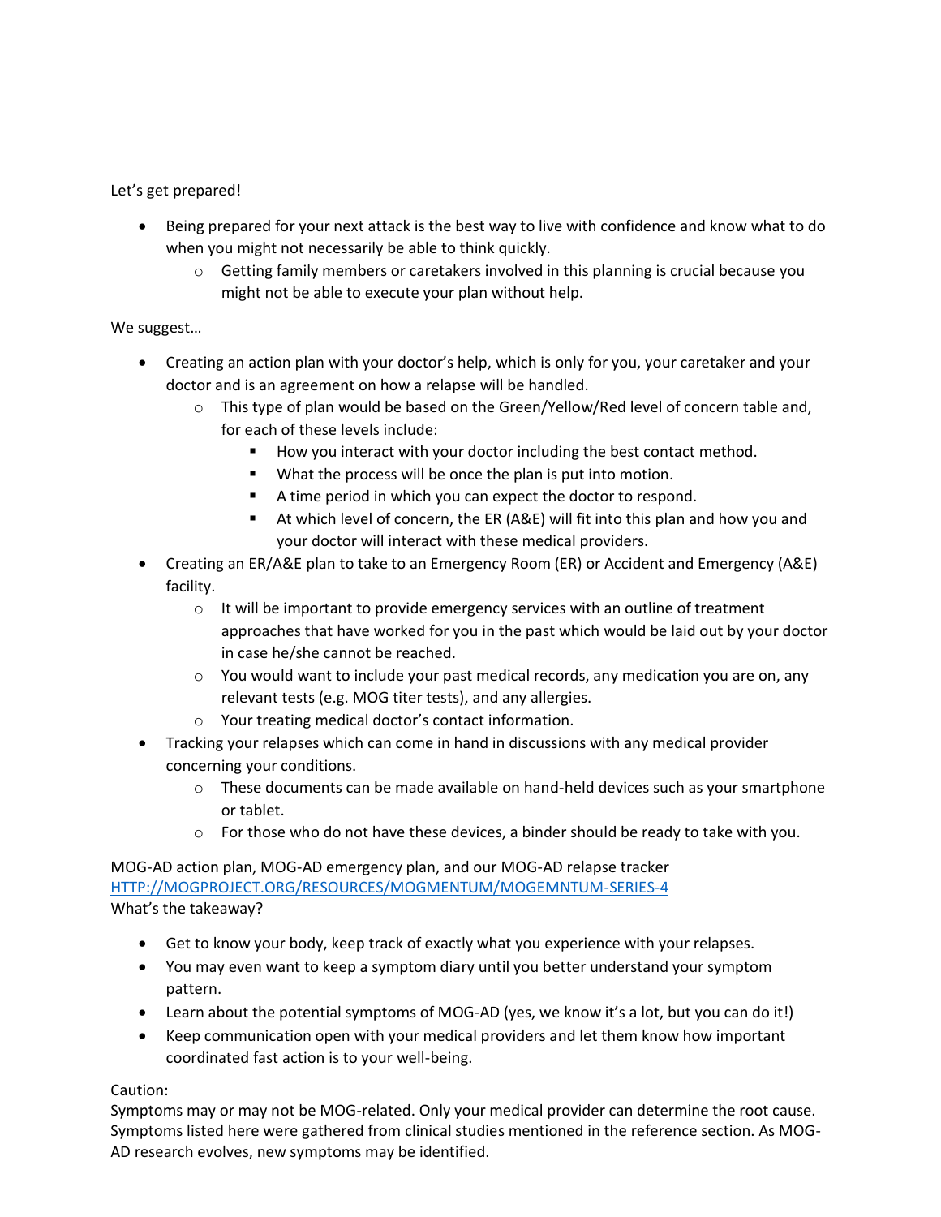Let's get prepared!

- Being prepared for your next attack is the best way to live with confidence and know what to do when you might not necessarily be able to think quickly.
  - Getting family members or caretakers involved in this planning is crucial because you might not be able to execute your plan without help.

We suggest…

- Creating an action plan with your doctor's help, which is only for you, your caretaker and your doctor and is an agreement on how a relapse will be handled.
  - This type of plan would be based on the Green/Yellow/Red level of concern table and, for each of these levels include:
    - How you interact with your doctor including the best contact method.
    - What the process will be once the plan is put into motion.
    - A time period in which you can expect the doctor to respond.
    - At which level of concern, the ER (A&E) will fit into this plan and how you and your doctor will interact with these medical providers.
- Creating an ER/A&E plan to take to an Emergency Room (ER) or Accident and Emergency (A&E) facility.
  - It will be important to provide emergency services with an outline of treatment approaches that have worked for you in the past which would be laid out by your doctor in case he/she cannot be reached.
  - You would want to include your past medical records, any medication you are on, any relevant tests (e.g. MOG titer tests), and any allergies.
  - Your treating medical doctor's contact information.
- Tracking your relapses which can come in hand in discussions with any medical provider concerning your conditions.
  - These documents can be made available on hand-held devices such as your smartphone or tablet.
  - For those who do not have these devices, a binder should be ready to take with you.

MOG-AD action plan, MOG-AD emergency plan, and our MOG-AD relapse tracker
[HTTP://MOGPROJECT.ORG/RESOURCES/MOGMENTUM/MOGEMNTUM-SERIES-4](HTTP://MOGPROJECT.ORG/RESOURCES/MOGMENTUM/MOGEMNTUM-SERIES-4)

What's the takeaway?

- Get to know your body, keep track of exactly what you experience with your relapses.
- You may even want to keep a symptom diary until you better understand your symptom pattern.
- Learn about the potential symptoms of MOG-AD (yes, we know it's a lot, but you can do it!)
- Keep communication open with your medical providers and let them know how important coordinated fast action is to your well-being.

Caution:
Symptoms may or may not be MOG-related. Only your medical provider can determine the root cause. Symptoms listed here were gathered from clinical studies mentioned in the reference section. As MOG-AD research evolves, new symptoms may be identified.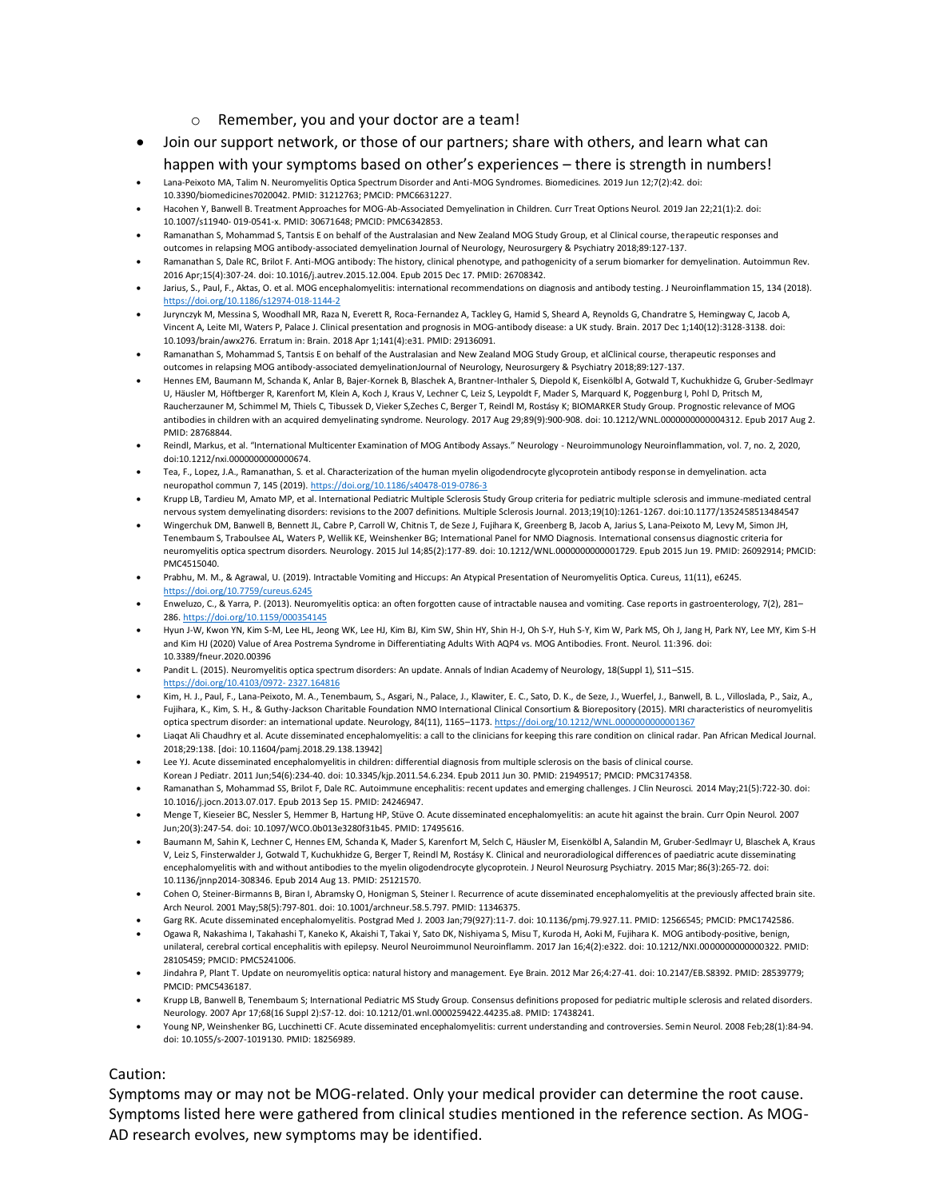- Remember, you and your doctor are a team!
- Join our support network, or those of our partners; share with others, and learn what can happen with your symptoms based on other's experiences – there is strength in numbers!
- Lana-Peixoto MA, Talim N. Neuromyelitis Optica Spectrum Disorder and Anti-MOG Syndromes. Biomedicines. 2019 Jun 12;7(2):42. doi: 10.3390/biomedicines7020042. PMID: 31212763; PMCID: PMC6631227.
- Hacohen Y, Banwell B. Treatment Approaches for MOG-Ab-Associated Demyelination in Children. Curr Treat Options Neurol. 2019 Jan 22;21(1):2. doi: 10.1007/s11940- 019-0541-x. PMID: 30671648; PMCID: PMC6342853.
- Ramanathan S, Mohammad S, Tantsis E on behalf of the Australasian and New Zealand MOG Study Group, et al Clinical course, therapeutic responses and outcomes in relapsing MOG antibody-associated demyelination Journal of Neurology, Neurosurgery & Psychiatry 2018;89:127-137.
- Ramanathan S, Dale RC, Brilot F. Anti-MOG antibody: The history, clinical phenotype, and pathogenicity of a serum biomarker for demyelination. Autoimmun Rev. 2016 Apr;15(4):307-24. doi: 10.1016/j.autrev.2015.12.004. Epub 2015 Dec 17. PMID: 26708342.
- Jarius, S., Paul, F., Aktas, O. et al. MOG encephalomyelitis: international recommendations on diagnosis and antibody testing. J Neuroinflammation 15, 134 (2018). https://doi.org/10.1186/s12974-018-1144-2
- Jurynczyk M, Messina S, Woodhall MR, Raza N, Everett R, Roca-Fernandez A, Tackley G, Hamid S, Sheard A, Reynolds G, Chandratre S, Hemingway C, Jacob A, Vincent A, Leite MI, Waters P, Palace J. Clinical presentation and prognosis in MOG-antibody disease: a UK study. Brain. 2017 Dec 1;140(12):3128-3138. doi: 10.1093/brain/awx276. Erratum in: Brain. 2018 Apr 1;141(4):e31. PMID: 29136091.
- Ramanathan S, Mohammad S, Tantsis E on behalf of the Australasian and New Zealand MOG Study Group, et alClinical course, therapeutic responses and outcomes in relapsing MOG antibody-associated demyelinationJournal of Neurology, Neurosurgery & Psychiatry 2018;89:127-137.
- Hennes EM, Baumann M, Schanda K, Anlar B, Bajer-Kornek B, Blaschek A, Brantner-Inthaler S, Diepold K, Eisenkölbl A, Gotwald T, Kuchukhidze G, Gruber-Sedlmayr U, Häusler M, Höftberger R, Karenfort M, Klein A, Koch J, Kraus V, Lechner C, Leiz S, Leypoldt F, Mader S, Marquard K, Poggenburg I, Pohl D, Pritsch M, Raucherzauner M, Schimmel M, Thiels C, Tibussek D, Vieker S,Zeches C, Berger T, Reindl M, Rostásy K; BIOMARKER Study Group. Prognostic relevance of MOG antibodies in children with an acquired demyelinating syndrome. Neurology. 2017 Aug 29;89(9):900-908. doi: 10.1212/WNL.0000000000004312. Epub 2017 Aug 2. PMID: 28768844.
- Reindl, Markus, et al. "International Multicenter Examination of MOG Antibody Assays." Neurology - Neuroimmunology Neuroinflammation, vol. 7, no. 2, 2020, doi:10.1212/nxi.0000000000000674.
- Tea, F., Lopez, J.A., Ramanathan, S. et al. Characterization of the human myelin oligodendrocyte glycoprotein antibody response in demyelination. acta neuropathol commun 7, 145 (2019). https://doi.org/10.1186/s40478-019-0786-3
- Krupp LB, Tardieu M, Amato MP, et al. International Pediatric Multiple Sclerosis Study Group criteria for pediatric multiple sclerosis and immune-mediated central nervous system demyelinating disorders: revisions to the 2007 definitions. Multiple Sclerosis Journal. 2013;19(10):1261-1267. doi:10.1177/1352458513484547
- Wingerchuk DM, Banwell B, Bennett JL, Cabre P, Carroll W, Chitnis T, de Seze J, Fujihara K, Greenberg B, Jacob A, Jarius S, Lana-Peixoto M, Levy M, Simon JH, Tenembaum S, Traboulsee AL, Waters P, Wellik KE, Weinshenker BG; International Panel for NMO Diagnosis. International consensus diagnostic criteria for neuromyelitis optica spectrum disorders. Neurology. 2015 Jul 14;85(2):177-89. doi: 10.1212/WNL.0000000000001729. Epub 2015 Jun 19. PMID: 26092914; PMCID: PMC4515040.
- Prabhu, M. M., & Agrawal, U. (2019). Intractable Vomiting and Hiccups: An Atypical Presentation of Neuromyelitis Optica. Cureus, 11(11), e6245. https://doi.org/10.7759/cureus.6245
- Enweluzo, C., & Yarra, P. (2013). Neuromyelitis optica: an often forgotten cause of intractable nausea and vomiting. Case reports in gastroenterology, 7(2), 281–286. https://doi.org/10.1159/000354145
- Hyun J-W, Kwon YN, Kim S-M, Lee HL, Jeong WK, Lee HJ, Kim BJ, Kim SW, Shin HY, Shin H-J, Oh S-Y, Huh S-Y, Kim W, Park MS, Oh J, Jang H, Park NY, Lee MY, Kim S-H and Kim HJ (2020) Value of Area Postrema Syndrome in Differentiating Adults With AQP4 vs. MOG Antibodies. Front. Neurol. 11:396. doi: 10.3389/fneur.2020.00396
- Pandit L. (2015). Neuromyelitis optica spectrum disorders: An update. Annals of Indian Academy of Neurology, 18(Suppl 1), S11–S15. https://doi.org/10.4103/0972- 2327.164816
- Kim, H. J., Paul, F., Lana-Peixoto, M. A., Tenembaum, S., Asgari, N., Palace, J., Klawiter, E. C., Sato, D. K., de Seze, J., Wuerfel, J., Banwell, B. L., Villoslada, P., Saiz, A., Fujihara, K., Kim, S. H., & Guthy-Jackson Charitable Foundation NMO International Clinical Consortium & Biorepository (2015). MRI characteristics of neuromyelitis optica spectrum disorder: an international update. Neurology, 84(11), 1165–1173. https://doi.org/10.1212/WNL.0000000000001367
- Liaqat Ali Chaudhry et al. Acute disseminated encephalomyelitis: a call to the clinicians for keeping this rare condition on clinical radar. Pan African Medical Journal. 2018;29:138. [doi: 10.11604/pamj.2018.29.138.13942]
- Lee YJ. Acute disseminated encephalomyelitis in children: differential diagnosis from multiple sclerosis on the basis of clinical course. Korean J Pediatr. 2011 Jun;54(6):234-40. doi: 10.3345/kjp.2011.54.6.234. Epub 2011 Jun 30. PMID: 21949517; PMCID: PMC3174358.
- Ramanathan S, Mohammad SS, Brilot F, Dale RC. Autoimmune encephalitis: recent updates and emerging challenges. J Clin Neurosci. 2014 May;21(5):722-30. doi: 10.1016/j.jocn.2013.07.017. Epub 2013 Sep 15. PMID: 24246947.
- Menge T, Kieseier BC, Nessler S, Hemmer B, Hartung HP, Stüve O. Acute disseminated encephalomyelitis: an acute hit against the brain. Curr Opin Neurol. 2007 Jun;20(3):247-54. doi: 10.1097/WCO.0b013e3280f31b45. PMID: 17495616.
- Baumann M, Sahin K, Lechner C, Hennes EM, Schanda K, Mader S, Karenfort M, Selch C, Häusler M, Eisenkölbl A, Salandin M, Gruber-Sedlmayr U, Blaschek A, Kraus V, Leiz S, Finsterwalder J, Gotwald T, Kuchukhidze G, Berger T, Reindl M, Rostásy K. Clinical and neuroradiological differences of paediatric acute disseminating encephalomyelitis with and without antibodies to the myelin oligodendrocyte glycoprotein. J Neurol Neurosurg Psychiatry. 2015 Mar;86(3):265-72. doi: 10.1136/jnnp2014-308346. Epub 2014 Aug 13. PMID: 25121570.
- Cohen O, Steiner-Birmanns B, Biran I, Abramsky O, Honigman S, Steiner I. Recurrence of acute disseminated encephalomyelitis at the previously affected brain site. Arch Neurol. 2001 May;58(5):797-801. doi: 10.1001/archneur.58.5.797. PMID: 11346375.
- Garg RK. Acute disseminated encephalomyelitis. Postgrad Med J. 2003 Jan;79(927):11-7. doi: 10.1136/pmj.79.927.11. PMID: 12566545; PMCID: PMC1742586.
- Ogawa R, Nakashima I, Takahashi T, Kaneko K, Akaishi T, Takai Y, Sato DK, Nishiyama S, Misu T, Kuroda H, Aoki M, Fujihara K. MOG antibody-positive, benign, unilateral, cerebral cortical encephalitis with epilepsy. Neurol Neuroimmunol Neuroinflamm. 2017 Jan 16;4(2):e322. doi: 10.1212/NXI.0000000000000322. PMID: 28105459; PMCID: PMC5241006.
- Jindahra P, Plant T. Update on neuromyelitis optica: natural history and management. Eye Brain. 2012 Mar 26;4:27-41. doi: 10.2147/EB.S8392. PMID: 28539779; PMCID: PMC5436187.
- Krupp LB, Banwell B, Tenembaum S; International Pediatric MS Study Group. Consensus definitions proposed for pediatric multiple sclerosis and related disorders. Neurology. 2007 Apr 17;68(16 Suppl 2):S7-12. doi: 10.1212/01.wnl.0000259422.44235.a8. PMID: 17438241.
- Young NP, Weinshenker BG, Lucchinetti CF. Acute disseminated encephalomyelitis: current understanding and controversies. Semin Neurol. 2008 Feb;28(1):84-94. doi: 10.1055/s-2007-1019130. PMID: 18256989.

Caution:

Symptoms may or may not be MOG-related. Only your medical provider can determine the root cause. Symptoms listed here were gathered from clinical studies mentioned in the reference section. As MOG-AD research evolves, new symptoms may be identified.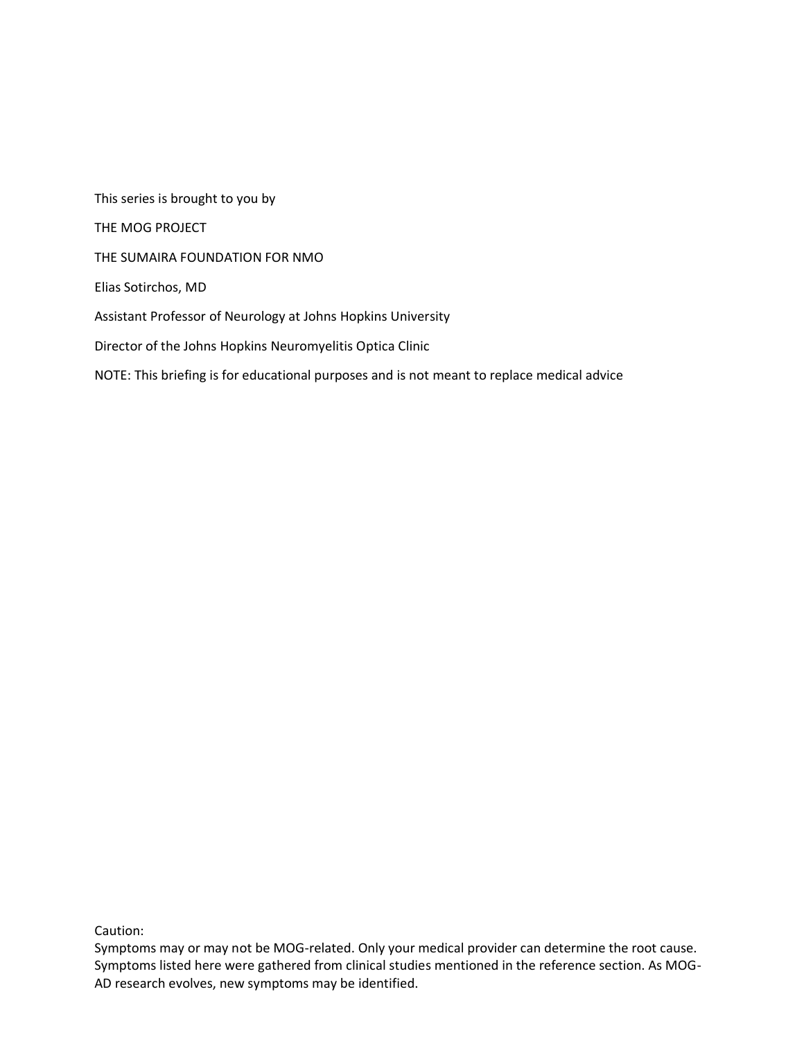This series is brought to you by

THE MOG PROJECT

THE SUMAIRA FOUNDATION FOR NMO

Elias Sotirchos, MD

Assistant Professor of Neurology at Johns Hopkins University

Director of the Johns Hopkins Neuromyelitis Optica Clinic

NOTE: This briefing is for educational purposes and is not meant to replace medical advice

Caution:
Symptoms may or may not be MOG-related. Only your medical provider can determine the root cause. Symptoms listed here were gathered from clinical studies mentioned in the reference section. As MOG-AD research evolves, new symptoms may be identified.